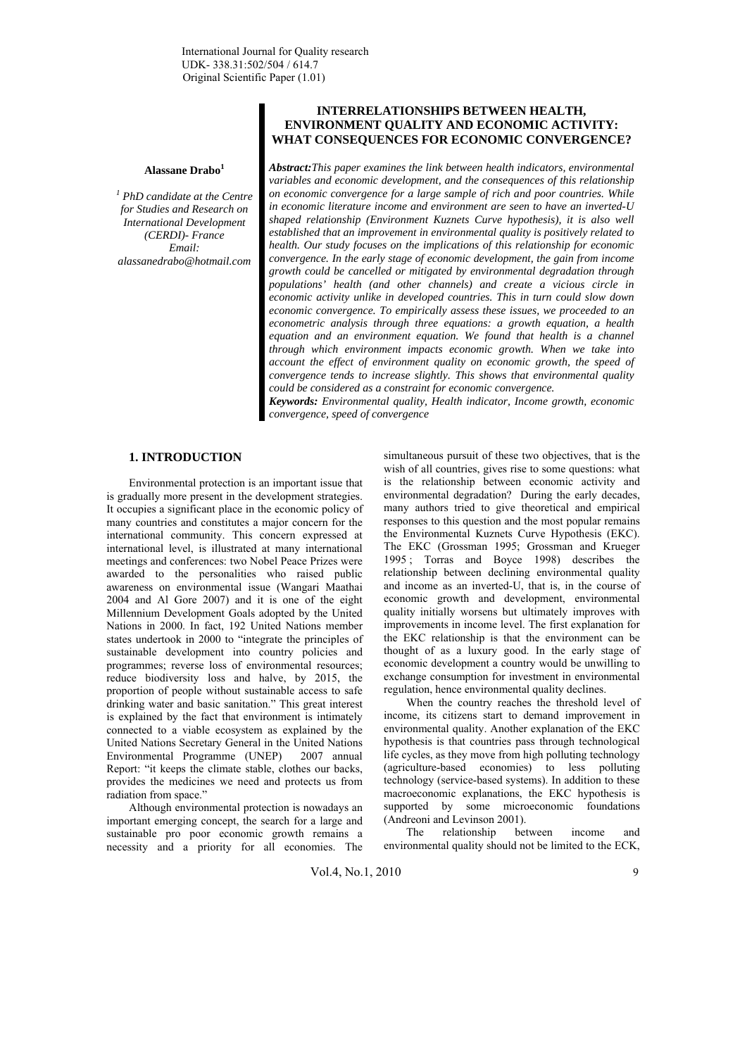International Journal for Quality research
UDK- 338.31:502/504 / 614.7
Original Scientific Paper (1.01)

# INTERRELATIONSHIPS BETWEEN HEALTH, ENVIRONMENT QUALITY AND ECONOMIC ACTIVITY: WHAT CONSEQUENCES FOR ECONOMIC CONVERGENCE?

**Alassane Drabo**[1]

*[1] PhD candidate at the Centre for Studies and Research on International Development (CERDI)- France*
*Email: alassanedrabo@hotmail.com*

***Abstract:*** *This paper examines the link between health indicators, environmental variables and economic development, and the consequences of this relationship on economic convergence for a large sample of rich and poor countries. While in economic literature income and environment are seen to have an inverted-U shaped relationship (Environment Kuznets Curve hypothesis), it is also well established that an improvement in environmental quality is positively related to health. Our study focuses on the implications of this relationship for economic convergence. In the early stage of economic development, the gain from income growth could be cancelled or mitigated by environmental degradation through populations' health (and other channels) and create a vicious circle in economic activity unlike in developed countries. This in turn could slow down economic convergence. To empirically assess these issues, we proceeded to an econometric analysis through three equations: a growth equation, a health equation and an environment equation. We found that health is a channel through which environment impacts economic growth. When we take into account the effect of environment quality on economic growth, the speed of convergence tends to increase slightly. This shows that environmental quality could be considered as a constraint for economic convergence.*

***Keywords:*** *Environmental quality, Health indicator, Income growth, economic convergence, speed of convergence*

## 1. INTRODUCTION

Environmental protection is an important issue that is gradually more present in the development strategies. It occupies a significant place in the economic policy of many countries and constitutes a major concern for the international community. This concern expressed at international level, is illustrated at many international meetings and conferences: two Nobel Peace Prizes were awarded to the personalities who raised public awareness on environmental issue (Wangari Maathai 2004 and Al Gore 2007) and it is one of the eight Millennium Development Goals adopted by the United Nations in 2000. In fact, 192 United Nations member states undertook in 2000 to "integrate the principles of sustainable development into country policies and programmes; reverse loss of environmental resources; reduce biodiversity loss and halve, by 2015, the proportion of people without sustainable access to safe drinking water and basic sanitation." This great interest is explained by the fact that environment is intimately connected to a viable ecosystem as explained by the United Nations Secretary General in the United Nations Environmental Programme (UNEP) 2007 annual Report: "it keeps the climate stable, clothes our backs, provides the medicines we need and protects us from radiation from space."

Although environmental protection is nowadays an important emerging concept, the search for a large and sustainable pro poor economic growth remains a necessity and a priority for all economies. The simultaneous pursuit of these two objectives, that is the wish of all countries, gives rise to some questions: what is the relationship between economic activity and environmental degradation? During the early decades, many authors tried to give theoretical and empirical responses to this question and the most popular remains the Environmental Kuznets Curve Hypothesis (EKC). The EKC (Grossman 1995; Grossman and Krueger 1995 ; Torras and Boyce 1998) describes the relationship between declining environmental quality and income as an inverted-U, that is, in the course of economic growth and development, environmental quality initially worsens but ultimately improves with improvements in income level. The first explanation for the EKC relationship is that the environment can be thought of as a luxury good. In the early stage of economic development a country would be unwilling to exchange consumption for investment in environmental regulation, hence environmental quality declines.

When the country reaches the threshold level of income, its citizens start to demand improvement in environmental quality. Another explanation of the EKC hypothesis is that countries pass through technological life cycles, as they move from high polluting technology (agriculture-based economies) to less polluting technology (service-based systems). In addition to these macroeconomic explanations, the EKC hypothesis is supported by some microeconomic foundations (Andreoni and Levinson 2001).

The relationship between income and environmental quality should not be limited to the ECK,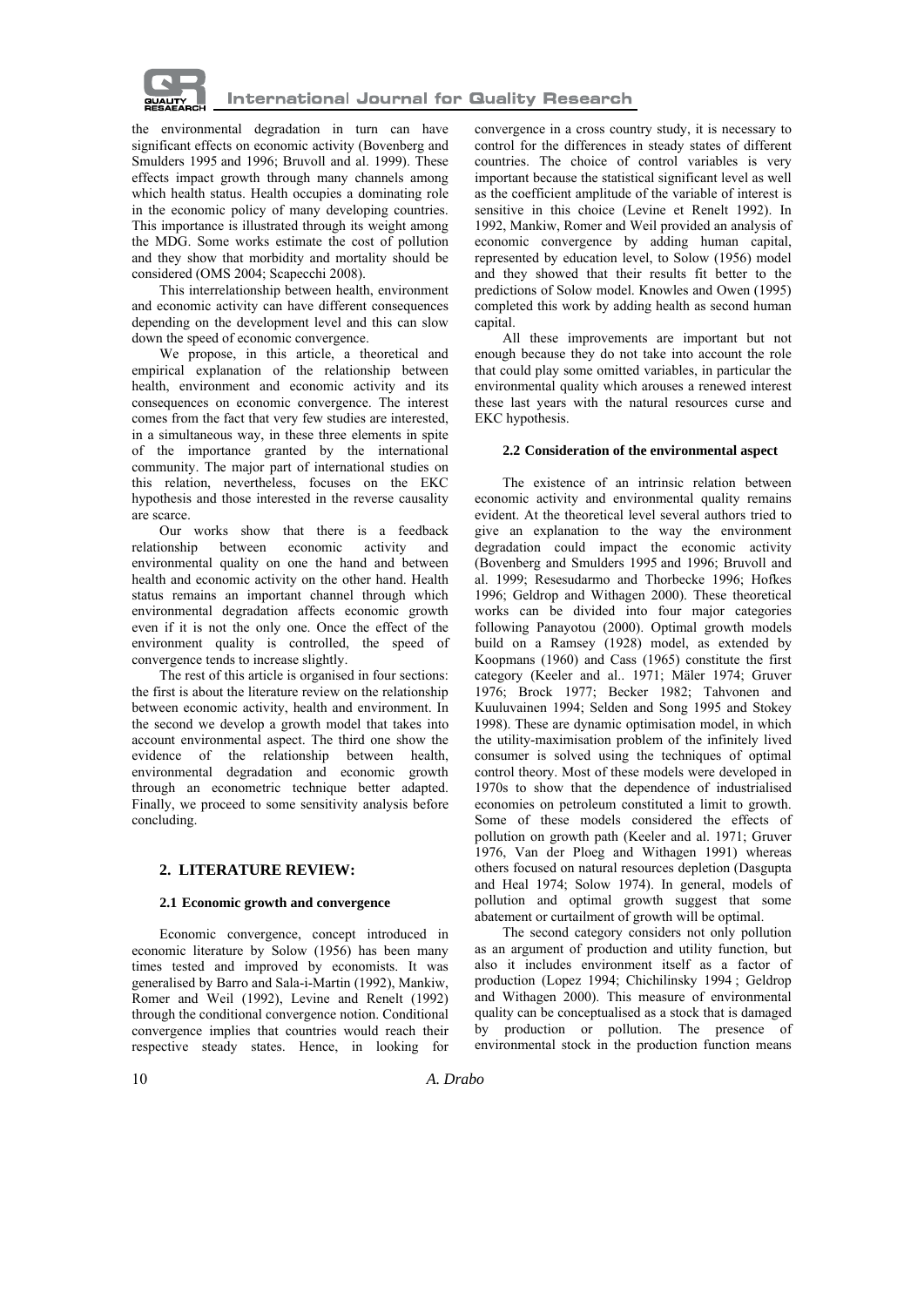the environmental degradation in turn can have significant effects on economic activity (Bovenberg and Smulders 1995 and 1996; Bruvoll and al. 1999). These effects impact growth through many channels among which health status. Health occupies a dominating role in the economic policy of many developing countries. This importance is illustrated through its weight among the MDG. Some works estimate the cost of pollution and they show that morbidity and mortality should be considered (OMS 2004; Scapecchi 2008).

This interrelationship between health, environment and economic activity can have different consequences depending on the development level and this can slow down the speed of economic convergence.

We propose, in this article, a theoretical and empirical explanation of the relationship between health, environment and economic activity and its consequences on economic convergence. The interest comes from the fact that very few studies are interested, in a simultaneous way, in these three elements in spite of the importance granted by the international community. The major part of international studies on this relation, nevertheless, focuses on the EKC hypothesis and those interested in the reverse causality are scarce.

Our works show that there is a feedback relationship between economic activity and environmental quality on one the hand and between health and economic activity on the other hand. Health status remains an important channel through which environmental degradation affects economic growth even if it is not the only one. Once the effect of the environment quality is controlled, the speed of convergence tends to increase slightly.

The rest of this article is organised in four sections: the first is about the literature review on the relationship between economic activity, health and environment. In the second we develop a growth model that takes into account environmental aspect. The third one show the evidence of the relationship between health, environmental degradation and economic growth through an econometric technique better adapted. Finally, we proceed to some sensitivity analysis before concluding.

## 2. LITERATURE REVIEW:

### 2.1 Economic growth and convergence

Economic convergence, concept introduced in economic literature by Solow (1956) has been many times tested and improved by economists. It was generalised by Barro and Sala-i-Martin (1992), Mankiw, Romer and Weil (1992), Levine and Renelt (1992) through the conditional convergence notion. Conditional convergence implies that countries would reach their respective steady states. Hence, in looking for convergence in a cross country study, it is necessary to control for the differences in steady states of different countries. The choice of control variables is very important because the statistical significant level as well as the coefficient amplitude of the variable of interest is sensitive in this choice (Levine et Renelt 1992). In 1992, Mankiw, Romer and Weil provided an analysis of economic convergence by adding human capital, represented by education level, to Solow (1956) model and they showed that their results fit better to the predictions of Solow model. Knowles and Owen (1995) completed this work by adding health as second human capital.

All these improvements are important but not enough because they do not take into account the role that could play some omitted variables, in particular the environmental quality which arouses a renewed interest these last years with the natural resources curse and EKC hypothesis.

### 2.2 Consideration of the environmental aspect

The existence of an intrinsic relation between economic activity and environmental quality remains evident. At the theoretical level several authors tried to give an explanation to the way the environment degradation could impact the economic activity (Bovenberg and Smulders 1995 and 1996; Bruvoll and al. 1999; Resesudarmo and Thorbecke 1996; Hofkes 1996; Geldrop and Withagen 2000). These theoretical works can be divided into four major categories following Panayotou (2000). Optimal growth models build on a Ramsey (1928) model, as extended by Koopmans (1960) and Cass (1965) constitute the first category (Keeler and al.. 1971; Mäler 1974; Gruver 1976; Brock 1977; Becker 1982; Tahvonen and Kuuluvainen 1994; Selden and Song 1995 and Stokey 1998). These are dynamic optimisation model, in which the utility-maximisation problem of the infinitely lived consumer is solved using the techniques of optimal control theory. Most of these models were developed in 1970s to show that the dependence of industrialised economies on petroleum constituted a limit to growth. Some of these models considered the effects of pollution on growth path (Keeler and al. 1971; Gruver 1976, Van der Ploeg and Withagen 1991) whereas others focused on natural resources depletion (Dasgupta and Heal 1974; Solow 1974). In general, models of pollution and optimal growth suggest that some abatement or curtailment of growth will be optimal.

The second category considers not only pollution as an argument of production and utility function, but also it includes environment itself as a factor of production (Lopez 1994; Chichilinsky 1994 ; Geldrop and Withagen 2000). This measure of environmental quality can be conceptualised as a stock that is damaged by production or pollution. The presence of environmental stock in the production function means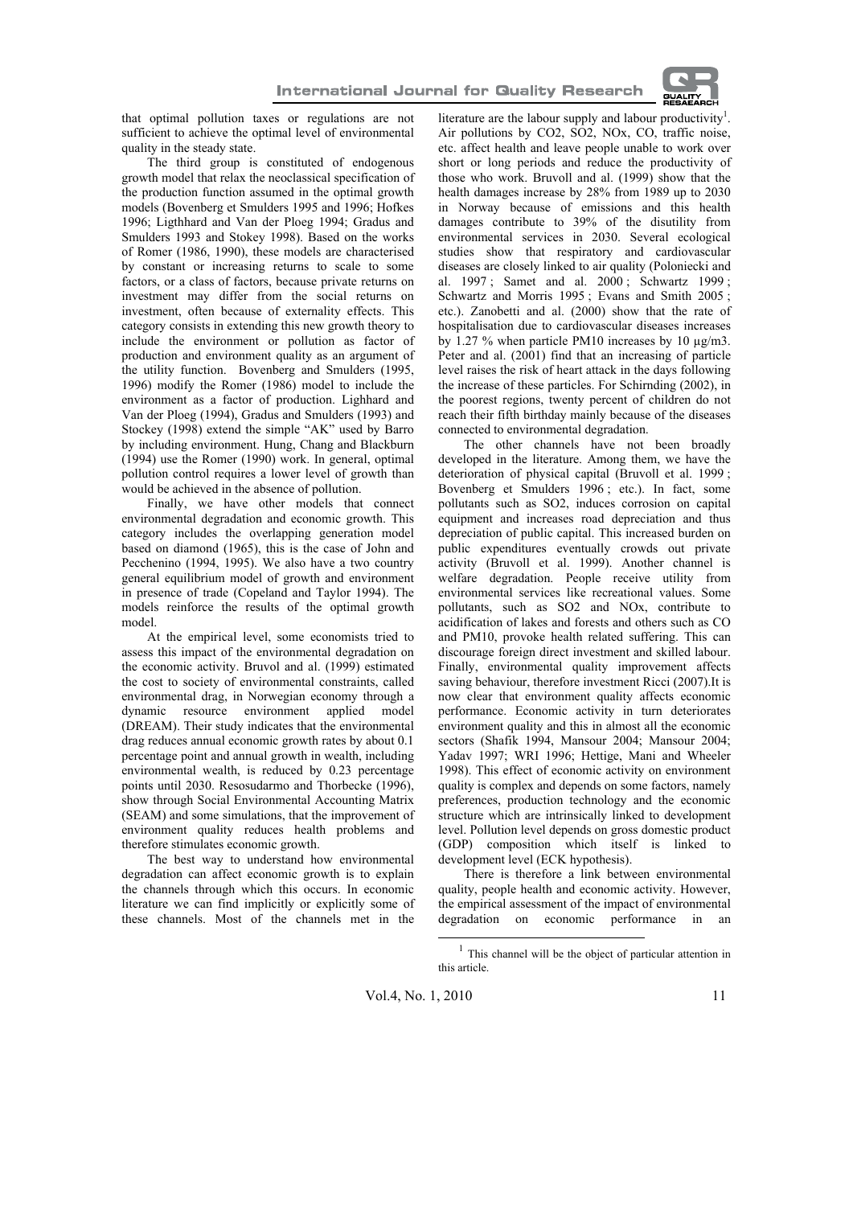that optimal pollution taxes or regulations are not sufficient to achieve the optimal level of environmental quality in the steady state.

The third group is constituted of endogenous growth model that relax the neoclassical specification of the production function assumed in the optimal growth models (Bovenberg et Smulders 1995 and 1996; Hofkes 1996; Ligthhard and Van der Ploeg 1994; Gradus and Smulders 1993 and Stokey 1998). Based on the works of Romer (1986, 1990), these models are characterised by constant or increasing returns to scale to some factors, or a class of factors, because private returns on investment may differ from the social returns on investment, often because of externality effects. This category consists in extending this new growth theory to include the environment or pollution as factor of production and environment quality as an argument of the utility function. Bovenberg and Smulders (1995, 1996) modify the Romer (1986) model to include the environment as a factor of production. Lighhard and Van der Ploeg (1994), Gradus and Smulders (1993) and Stockey (1998) extend the simple "AK" used by Barro by including environment. Hung, Chang and Blackburn (1994) use the Romer (1990) work. In general, optimal pollution control requires a lower level of growth than would be achieved in the absence of pollution.

Finally, we have other models that connect environmental degradation and economic growth. This category includes the overlapping generation model based on diamond (1965), this is the case of John and Pecchenino (1994, 1995). We also have a two country general equilibrium model of growth and environment in presence of trade (Copeland and Taylor 1994). The models reinforce the results of the optimal growth model.

At the empirical level, some economists tried to assess this impact of the environmental degradation on the economic activity. Bruvol and al. (1999) estimated the cost to society of environmental constraints, called environmental drag, in Norwegian economy through a dynamic resource environment applied model (DREAM). Their study indicates that the environmental drag reduces annual economic growth rates by about 0.1 percentage point and annual growth in wealth, including environmental wealth, is reduced by 0.23 percentage points until 2030. Resosudarmo and Thorbecke (1996), show through Social Environmental Accounting Matrix (SEAM) and some simulations, that the improvement of environment quality reduces health problems and therefore stimulates economic growth.

The best way to understand how environmental degradation can affect economic growth is to explain the channels through which this occurs. In economic literature we can find implicitly or explicitly some of these channels. Most of the channels met in the literature are the labour supply and labour productivity[1]. Air pollutions by $CO_2$, $SO_2$, $NO_x$, CO, traffic noise, etc. affect health and leave people unable to work over short or long periods and reduce the productivity of those who work. Bruvoll and al. (1999) show that the health damages increase by 28% from 1989 up to 2030 in Norway because of emissions and this health damages contribute to 39% of the disutility from environmental services in 2030. Several ecological studies show that respiratory and cardiovascular diseases are closely linked to air quality (Poloniecki and al. 1997 ; Samet and al. 2000 ; Schwartz 1999 ; Schwartz and Morris 1995 ; Evans and Smith 2005 ; etc.). Zanobetti and al. (2000) show that the rate of hospitalisation due to cardiovascular diseases increases by 1.27 % when particle PM10 increases by 10 µg/m3. Peter and al. (2001) find that an increasing of particle level raises the risk of heart attack in the days following the increase of these particles. For Schirnding (2002), in the poorest regions, twenty percent of children do not reach their fifth birthday mainly because of the diseases connected to environmental degradation.

The other channels have not been broadly developed in the literature. Among them, we have the deterioration of physical capital (Bruvoll et al. 1999 ; Bovenberg et Smulders 1996 ; etc.). In fact, some pollutants such as $SO_2$, induces corrosion on capital equipment and increases road depreciation and thus depreciation of public capital. This increased burden on public expenditures eventually crowds out private activity (Bruvoll et al. 1999). Another channel is welfare degradation. People receive utility from environmental services like recreational values. Some pollutants, such as $SO_2$ and $NO_x$, contribute to acidification of lakes and forests and others such as CO and PM10, provoke health related suffering. This can discourage foreign direct investment and skilled labour. Finally, environmental quality improvement affects saving behaviour, therefore investment Ricci (2007).It is now clear that environment quality affects economic performance. Economic activity in turn deteriorates environment quality and this in almost all the economic sectors (Shafik 1994, Mansour 2004; Mansour 2004; Yadav 1997; WRI 1996; Hettige, Mani and Wheeler 1998). This effect of economic activity on environment quality is complex and depends on some factors, namely preferences, production technology and the economic structure which are intrinsically linked to development level. Pollution level depends on gross domestic product (GDP) composition which itself is linked to development level (ECK hypothesis).

There is therefore a link between environmental quality, people health and economic activity. However, the empirical assessment of the impact of environmental degradation on economic performance in an

[1] This channel will be the object of particular attention in this article.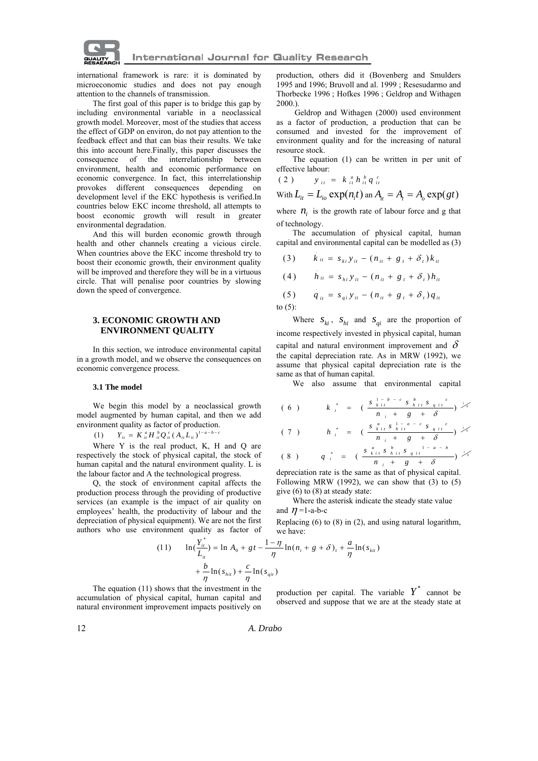international framework is rare: it is dominated by microeconomic studies and does not pay enough attention to the channels of transmission.

The first goal of this paper is to bridge this gap by including environmental variable in a neoclassical growth model. Moreover, most of the studies that access the effect of GDP on environ, do not pay attention to the feedback effect and that can bias their results. We take this into account here.Finally, this paper discusses the consequence of the interrelationship between environment, health and economic performance on economic convergence. In fact, this interrelationship provokes different consequences depending on development level if the EKC hypothesis is verified.In countries below EKC income threshold, all attempts to boost economic growth will result in greater environmental degradation.

And this will burden economic growth through health and other channels creating a vicious circle. When countries above the EKC income threshold try to boost their economic growth, their environment quality will be improved and therefore they will be in a virtuous circle. That will penalise poor countries by slowing down the speed of convergence.

## 3. ECONOMIC GROWTH AND ENVIRONMENT QUALITY

In this section, we introduce environmental capital in a growth model, and we observe the consequences on economic convergence process.

### 3.1 The model

We begin this model by a neoclassical growth model augmented by human capital, and then we add environment quality as factor of production.

$$(1) \qquad Y_{it} = K_{it}^{a} H_{it}^{b} Q_{it}^{c} (A_{it} L_{it})^{1-a-b-c}$$

Where Y is the real product, K, H and Q are respectively the stock of physical capital, the stock of human capital and the natural environment quality. L is the labour factor and A the technological progress.

Q, the stock of environment capital affects the production process through the providing of productive services (an example is the impact of air quality on employees' health, the productivity of labour and the depreciation of physical equipment). We are not the first authors who use environment quality as factor of production, others did it (Bovenberg and Smulders 1995 and 1996; Bruvoll and al. 1999 ; Resesudarmo and Thorbecke 1996 ; Hofkes 1996 ; Geldrop and Withagen 2000.).

Geldrop and Withagen (2000) used environment as a factor of production, a production that can be consumed and invested for the improvement of environment quality and for the increasing of natural resource stock.

The equation (1) can be written in per unit of effective labour:

$$(2) \qquad y_{it} = k_{it}^{a} h_{it}^{b} q_{it}^{c}$$

With $L_{it} = L_{io}\exp(n_i t)$ an $A_{it} = A_t = A_o \exp(gt)$

where $n_i$ is the growth rate of labour force and g that of technology.

The accumulation of physical capital, human capital and environmental capital can be modelled as (3)

$$(3) \qquad \dot{k}_{it} = s_{ki} y_{it} - (n_{it} + g_t + \delta_t) k_{it}$$

$$(4) \qquad \dot{h}_{it} = s_{hi} y_{it} - (n_{it} + g_t + \delta_t) h_{it}$$

$$(5) \qquad \dot{q}_{it} = s_{qi} y_{it} - (n_{it} + g_t + \delta_t) q_{it}$$

to (5):

Where $s_{ki}$, $s_{hi}$ and $s_{qi}$ are the proportion of income respectively invested in physical capital, human capital and natural environment improvement and $\delta$ the capital depreciation rate. As in MRW (1992), we assume that physical capital depreciation rate is the same as that of human capital.

We also assume that environmental capital depreciation rate is the same as that of physical capital. Following MRW (1992), we can show that (3) to (5) give (6) to (8) at steady state:

$$(6) \qquad k_i^* = \left(\frac{s_{kit}^{1-b-c} s_{hit}^{b} s_{qit}^{c}}{n_i + g + \delta}\right)^{1/\eta}$$

$$(7) \qquad h_i^* = \left(\frac{s_{kit}^{a} s_{hit}^{1-a-c} s_{qit}^{c}}{n_i + g + \delta}\right)^{1/\eta}$$

$$(8) \qquad q_i^* = \left(\frac{s_{kit}^{a} s_{hit}^{b} s_{qit}^{1-a-b}}{n_i + g + \delta}\right)^{1/\eta}$$

Where the asterisk indicate the steady state value and $\eta$ =1-a-b-c

Replacing (6) to (8) in (2), and using natural logarithm, we have:

$$(11) \qquad \ln\left(\frac{Y_{it}^*}{L_{it}}\right) = \ln A_0 + gt - \frac{1-\eta}{\eta}\ln(n_i + g + \delta)_t + \frac{a}{\eta}\ln(s_{kit}) + \frac{b}{\eta}\ln(s_{hit}) + \frac{c}{\eta}\ln(s_{qit})$$

The equation (11) shows that the investment in the accumulation of physical capital, human capital and natural environment improvement impacts positively on production per capital. The variable $Y^*$ cannot be observed and suppose that we are at the steady state at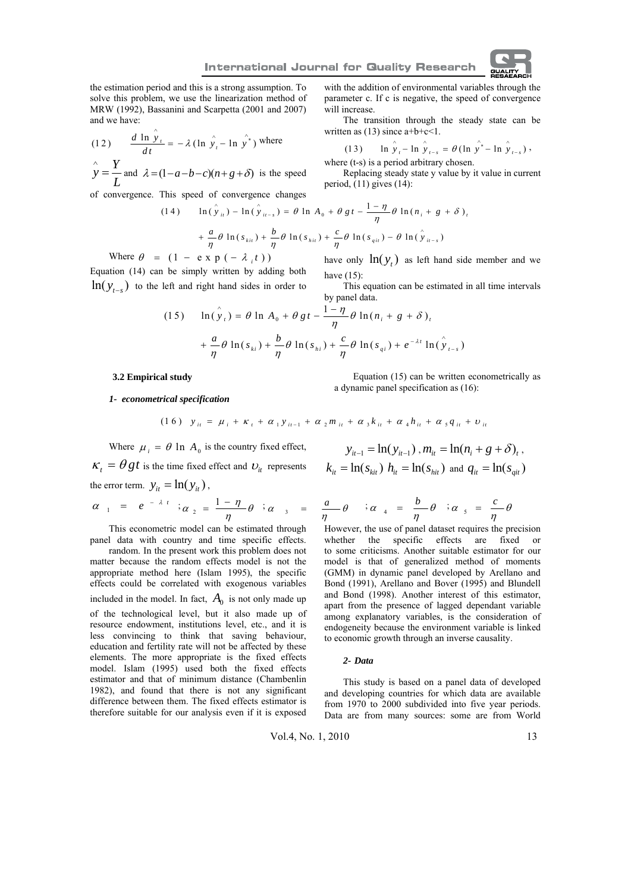the estimation period and this is a strong assumption. To solve this problem, we use the linearization method of MRW (1992), Bassanini and Scarpetta (2001 and 2007) and we have:

$$(12)\qquad \frac{d \ln \hat{y}_t}{dt} = -\lambda(\ln \hat{y}_t - \ln \hat{y}^*) \text{ where}$$

$\hat{y} = \dfrac{Y}{L}$ and $\lambda = (1-a-b-c)(n+g+\delta)$ is the speed of convergence. This speed of convergence changes with the addition of environmental variables through the parameter c. If c is negative, the speed of convergence will increase.

The transition through the steady state can be written as (13) since a+b+c<1.

$$(13)\qquad \ln \hat{y}_t - \ln \hat{y}_{t-s} = \theta(\ln \hat{y}^* - \ln \hat{y}_{t-s}),$$

where (t-s) is a period arbitrary chosen.

Replacing steady state y value by it value in current period, (11) gives (14):

$$(14)\qquad \ln(\hat{y}_{it}) - \ln(\hat{y}_{it-s}) = \theta \ln A_0 + \theta g t - \frac{1-\eta}{\eta}\theta \ln(n_i + g + \delta)_t$$
$$+ \frac{a}{\eta}\theta \ln(s_{kit}) + \frac{b}{\eta}\theta \ln(s_{hit}) + \frac{c}{\eta}\theta \ln(s_{qit}) - \theta \ln(\hat{y}_{it-s})$$

Where $\theta = (1 - \exp(-\lambda_i t))$

Equation (14) can be simply written by adding both $\ln(y_{t-s})$ to the left and right hand sides in order to have only $\ln(y_t)$ as left hand side member and we have (15):

This equation can be estimated in all time intervals by panel data.

$$(15)\qquad \ln(\hat{y}_t) = \theta \ln A_0 + \theta g t - \frac{1-\eta}{\eta}\theta \ln(n_i + g + \delta)_t$$
$$+ \frac{a}{\eta}\theta \ln(s_{ki}) + \frac{b}{\eta}\theta \ln(s_{hi}) + \frac{c}{\eta}\theta \ln(s_{qi}) + e^{-\lambda t}\ln(\hat{y}_{t-s})$$

### 3.2 Empirical study

*1- econometrical specification*

Equation (15) can be written econometrically as a dynamic panel specification as (16):

$$(16)\qquad y_{it} = \mu_i + \kappa_t + \alpha_1 y_{it-1} + \alpha_2 m_{it} + \alpha_3 k_{it} + \alpha_4 h_{it} + \alpha_5 q_{it} + \upsilon_{it}$$

Where $\mu_i = \theta \ln A_0$ is the country fixed effect, $\kappa_t = \theta g t$ is the time fixed effect and $\upsilon_{it}$ represents the error term. $y_{it} = \ln(y_{it})$, $y_{it-1} = \ln(y_{it-1})$, $m_{it} = \ln(n_i + g + \delta)_t$, $k_{it} = \ln(s_{kit})$ $h_{it} = \ln(s_{hit})$ and $q_{it} = \ln(s_{qit})$

$$\alpha_1 = e^{-\lambda t};\ \alpha_2 = \frac{1-\eta}{\eta}\theta;\ \alpha_3 = \frac{a}{\eta}\theta;\ \alpha_4 = \frac{b}{\eta}\theta;\ \alpha_5 = \frac{c}{\eta}\theta$$

This econometric model can be estimated through panel data with country and time specific effects. However, the use of panel dataset requires the precision whether the specific effects are fixed or random. In the present work this problem does not matter because the random effects model is not the appropriate method here (Islam 1995), the specific effects could be correlated with exogenous variables included in the model. In fact, $A_0$ is not only made up of the technological level, but it also made up of resource endowment, institutions level, etc., and it is less convincing to think that saving behaviour, education and fertility rate will not be affected by these elements. The more appropriate is the fixed effects model. Islam (1995) used both the fixed effects estimator and that of minimum distance (Chambenlin 1982), and found that there is not any significant difference between them. The fixed effects estimator is therefore suitable for our analysis even if it is exposed to some criticisms. Another suitable estimator for our model is that of generalized method of moments (GMM) in dynamic panel developed by Arellano and Bond (1991), Arellano and Bover (1995) and Blundell and Bond (1998). Another interest of this estimator, apart from the presence of lagged dependant variable among explanatory variables, is the consideration of endogeneity because the environment variable is linked to economic growth through an inverse causality.

*2- Data*

This study is based on a panel data of developed and developing countries for which data are available from 1970 to 2000 subdivided into five year periods. Data are from many sources: some are from World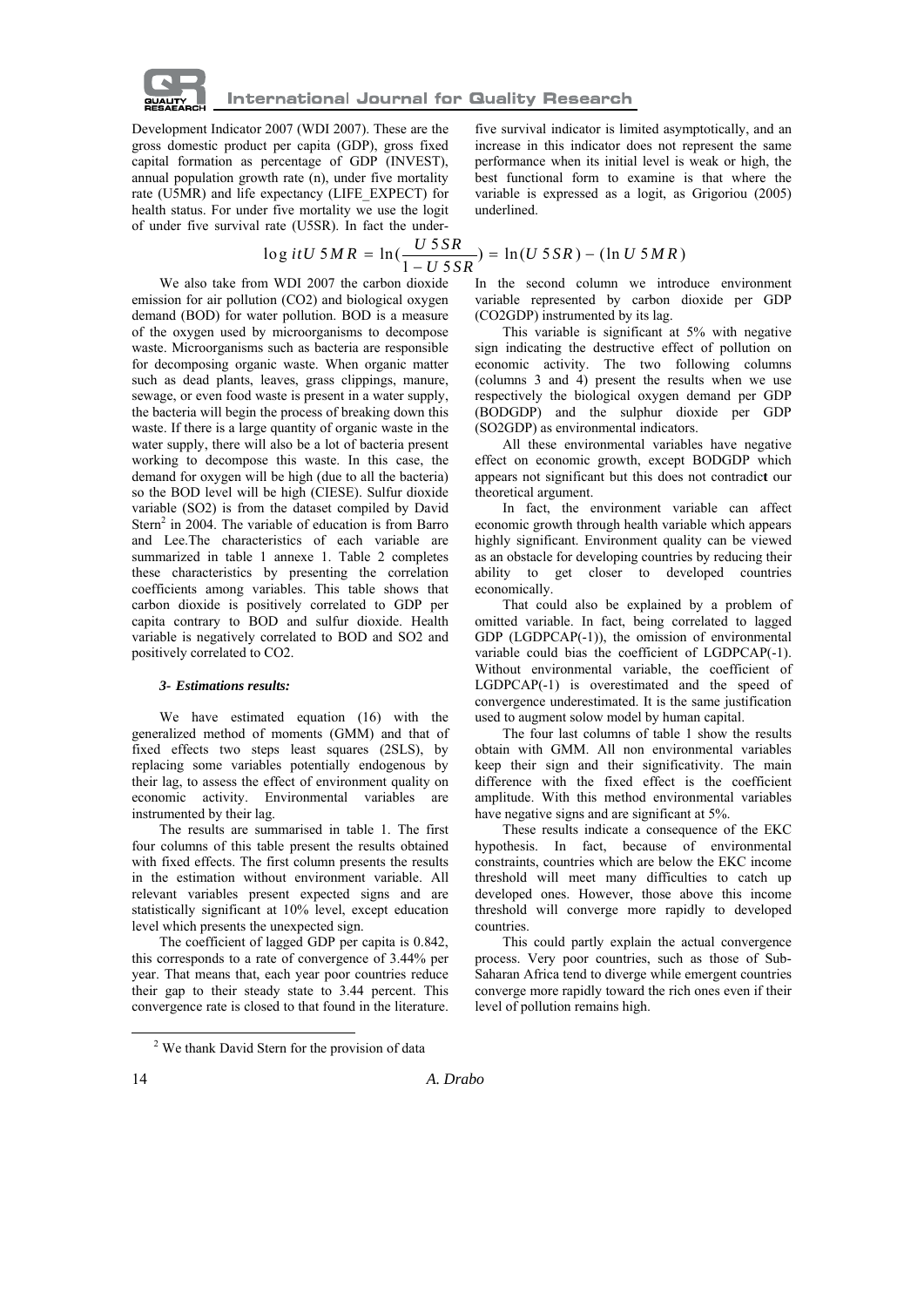Development Indicator 2007 (WDI 2007). These are the gross domestic product per capita (GDP), gross fixed capital formation as percentage of GDP (INVEST), annual population growth rate (n), under five mortality rate (U5MR) and life expectancy (LIFE_EXPECT) for health status. For under five mortality we use the logit of under five survival rate (U5SR). In fact the under-five survival indicator is limited asymptotically, and an increase in this indicator does not represent the same performance when its initial level is weak or high, the best functional form to examine is that where the variable is expressed as a logit, as Grigoriou (2005) underlined.

$$\log itU5MR = \ln\left(\frac{U5SR}{1 - U5SR}\right) = \ln(U5SR) - (\ln U5MR)$$

We also take from WDI 2007 the carbon dioxide emission for air pollution (CO2) and biological oxygen demand (BOD) for water pollution. BOD is a measure of the oxygen used by microorganisms to decompose waste. Microorganisms such as bacteria are responsible for decomposing organic waste. When organic matter such as dead plants, leaves, grass clippings, manure, sewage, or even food waste is present in a water supply, the bacteria will begin the process of breaking down this waste. If there is a large quantity of organic waste in the water supply, there will also be a lot of bacteria present working to decompose this waste. In this case, the demand for oxygen will be high (due to all the bacteria) so the BOD level will be high (CIESE). Sulfur dioxide variable (SO2) is from the dataset compiled by David Stern[2] in 2004. The variable of education is from Barro and Lee.The characteristics of each variable are summarized in table 1 annexe 1. Table 2 completes these characteristics by presenting the correlation coefficients among variables. This table shows that carbon dioxide is positively correlated to GDP per capita contrary to BOD and sulfur dioxide. Health variable is negatively correlated to BOD and SO2 and positively correlated to CO2.

### *3- Estimations results:*

We have estimated equation (16) with the generalized method of moments (GMM) and that of fixed effects two steps least squares (2SLS), by replacing some variables potentially endogenous by their lag, to assess the effect of environment quality on economic activity. Environmental variables are instrumented by their lag.

The results are summarised in table 1. The first four columns of this table present the results obtained with fixed effects. The first column presents the results in the estimation without environment variable. All relevant variables present expected signs and are statistically significant at 10% level, except education level which presents the unexpected sign.

The coefficient of lagged GDP per capita is 0.842, this corresponds to a rate of convergence of 3.44% per year. That means that, each year poor countries reduce their gap to their steady state to 3.44 percent. This convergence rate is closed to that found in the literature.

In the second column we introduce environment variable represented by carbon dioxide per GDP (CO2GDP) instrumented by its lag.

This variable is significant at 5% with negative sign indicating the destructive effect of pollution on economic activity. The two following columns (columns 3 and 4) present the results when we use respectively the biological oxygen demand per GDP (BODGDP) and the sulphur dioxide per GDP (SO2GDP) as environmental indicators.

All these environmental variables have negative effect on economic growth, except BODGDP which appears not significant but this does not contradict our theoretical argument.

In fact, the environment variable can affect economic growth through health variable which appears highly significant. Environment quality can be viewed as an obstacle for developing countries by reducing their ability to get closer to developed countries economically.

That could also be explained by a problem of omitted variable. In fact, being correlated to lagged GDP (LGDPCAP(-1)), the omission of environmental variable could bias the coefficient of LGDPCAP(-1). Without environmental variable, the coefficient of LGDPCAP(-1) is overestimated and the speed of convergence underestimated. It is the same justification used to augment solow model by human capital.

The four last columns of table 1 show the results obtain with GMM. All non environmental variables keep their sign and their significativity. The main difference with the fixed effect is the coefficient amplitude. With this method environmental variables have negative signs and are significant at 5%.

These results indicate a consequence of the EKC hypothesis. In fact, because of environmental constraints, countries which are below the EKC income threshold will meet many difficulties to catch up developed ones. However, those above this income threshold will converge more rapidly to developed countries.

This could partly explain the actual convergence process. Very poor countries, such as those of Sub-Saharan Africa tend to diverge while emergent countries converge more rapidly toward the rich ones even if their level of pollution remains high.

[2] We thank David Stern for the provision of data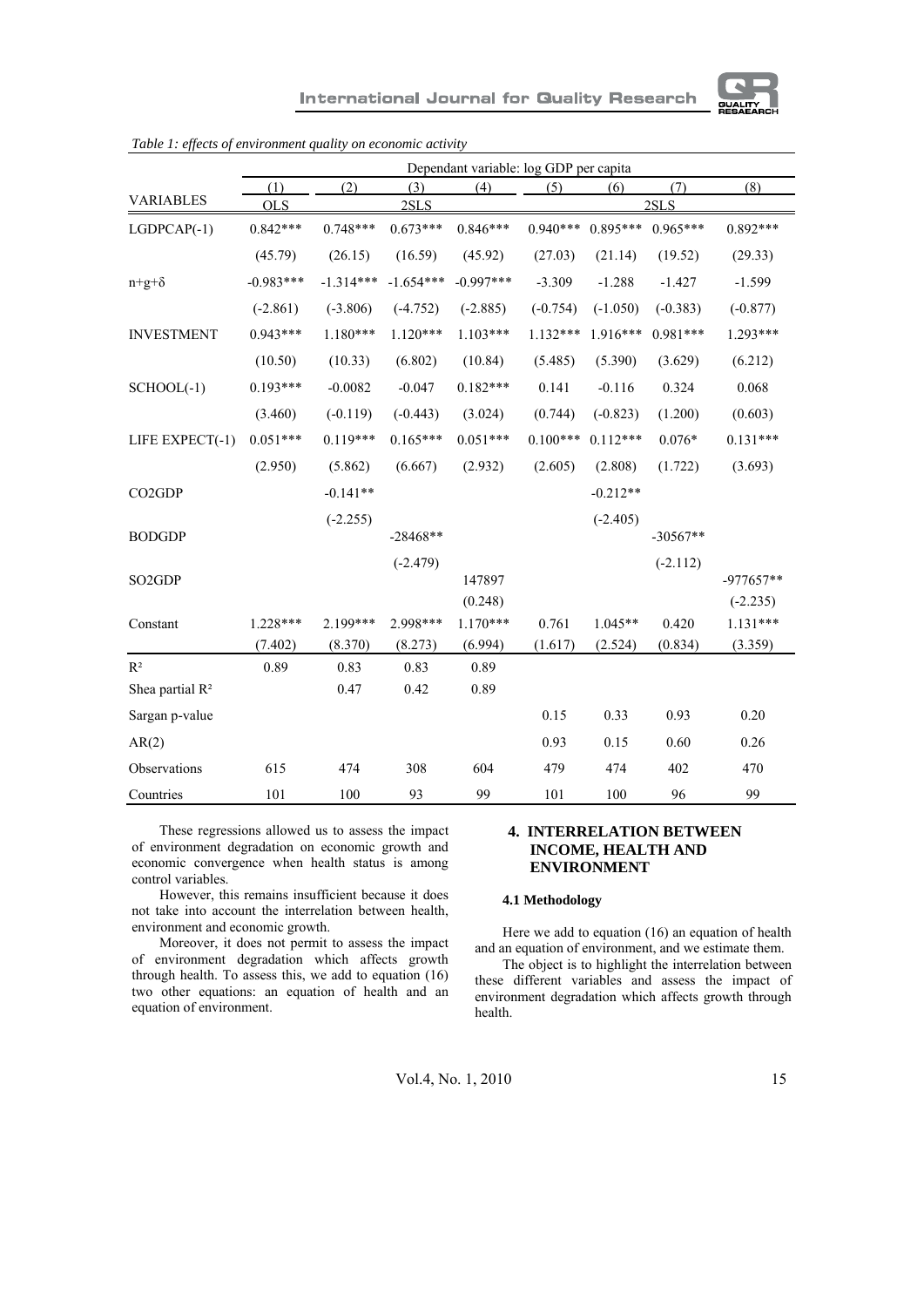*Table 1: effects of environment quality on economic activity*

| | Dependant variable: log GDP per capita | | | | | | | |
|---|---|---|---|---|---|---|---|---|
| | (1) | (2) | (3) | (4) | (5) | (6) | (7) | (8) |
| VARIABLES | OLS | 2SLS | | | 2SLS | | | |
| LGDPCAP(-1) | 0.842*** | 0.748*** | 0.673*** | 0.846*** | 0.940*** | 0.895*** | 0.965*** | 0.892*** |
| | (45.79) | (26.15) | (16.59) | (45.92) | (27.03) | (21.14) | (19.52) | (29.33) |
| $n+g+\delta$ | -0.983*** | -1.314*** | -1.654*** | -0.997*** | -3.309 | -1.288 | -1.427 | -1.599 |
| | (-2.861) | (-3.806) | (-4.752) | (-2.885) | (-0.754) | (-1.050) | (-0.383) | (-0.877) |
| INVESTMENT | 0.943*** | 1.180*** | 1.120*** | 1.103*** | 1.132*** | 1.916*** | 0.981*** | 1.293*** |
| | (10.50) | (10.33) | (6.802) | (10.84) | (5.485) | (5.390) | (3.629) | (6.212) |
| SCHOOL(-1) | 0.193*** | -0.0082 | -0.047 | 0.182*** | 0.141 | -0.116 | 0.324 | 0.068 |
| | (3.460) | (-0.119) | (-0.443) | (3.024) | (0.744) | (-0.823) | (1.200) | (0.603) |
| LIFE EXPECT(-1) | 0.051*** | 0.119*** | 0.165*** | 0.051*** | 0.100*** | 0.112*** | 0.076* | 0.131*** |
| | (2.950) | (5.862) | (6.667) | (2.932) | (2.605) | (2.808) | (1.722) | (3.693) |
| CO2GDP | | -0.141** | | | | -0.212** | | |
| | | (-2.255) | | | | (-2.405) | | |
| BODGDP | | | -28468** | | | | -30567** | |
| | | | (-2.479) | | | | (-2.112) | |
| SO2GDP | | | | 147897 | | | | -977657** |
| | | | | (0.248) | | | | (-2.235) |
| Constant | 1.228*** | 2.199*** | 2.998*** | 1.170*** | 0.761 | 1.045** | 0.420 | 1.131*** |
| | (7.402) | (8.370) | (8.273) | (6.994) | (1.617) | (2.524) | (0.834) | (3.359) |
| $R^2$ | 0.89 | 0.83 | 0.83 | 0.89 | | | | |
| Shea partial $R^2$ | | 0.47 | 0.42 | 0.89 | | | | |
| Sargan p-value | | | | | 0.15 | 0.33 | 0.93 | 0.20 |
| AR(2) | | | | | 0.93 | 0.15 | 0.60 | 0.26 |
| Observations | 615 | 474 | 308 | 604 | 479 | 474 | 402 | 470 |
| Countries | 101 | 100 | 93 | 99 | 101 | 100 | 96 | 99 |

These regressions allowed us to assess the impact of environment degradation on economic growth and economic convergence when health status is among control variables.

However, this remains insufficient because it does not take into account the interrelation between health, environment and economic growth.

Moreover, it does not permit to assess the impact of environment degradation which affects growth through health. To assess this, we add to equation (16) two other equations: an equation of health and an equation of environment.

## 4. INTERRELATION BETWEEN INCOME, HEALTH AND ENVIRONMENT

### 4.1 Methodology

Here we add to equation (16) an equation of health and an equation of environment, and we estimate them.

The object is to highlight the interrelation between these different variables and assess the impact of environment degradation which affects growth through health.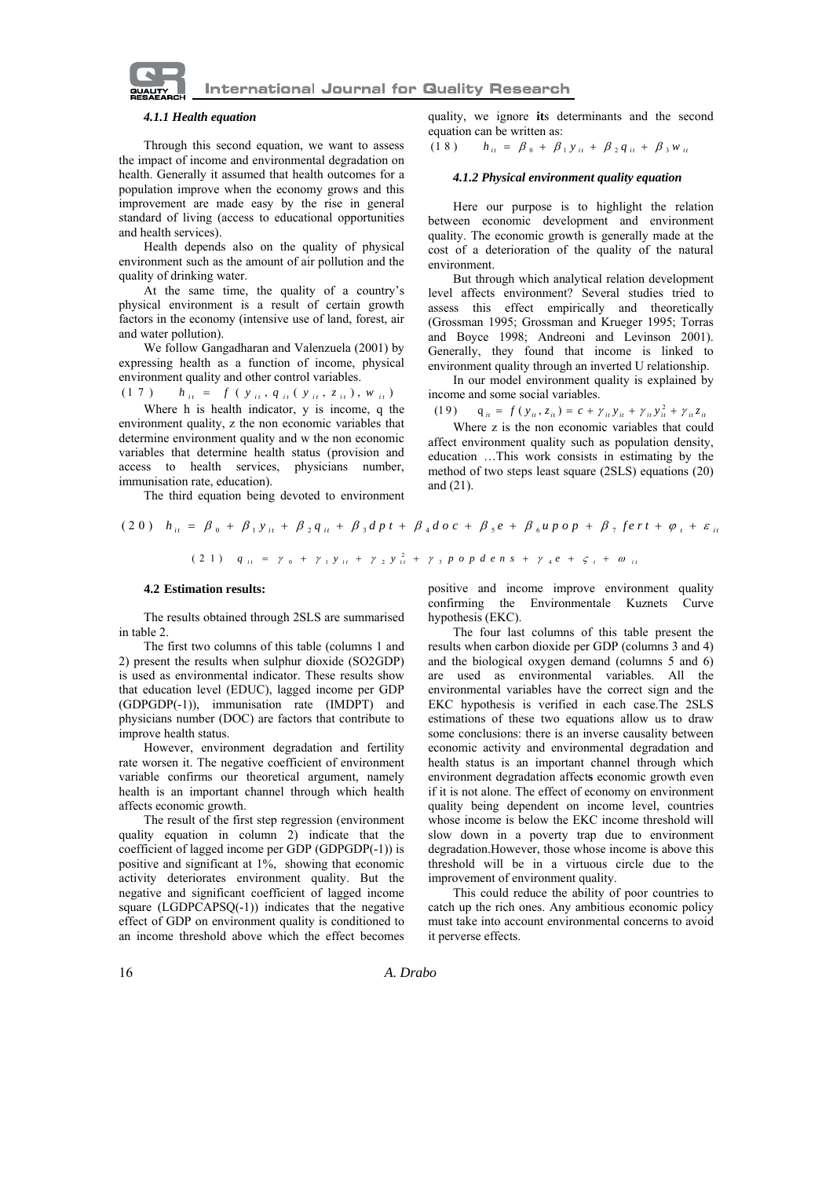#### *4.1.1 Health equation*

Through this second equation, we want to assess the impact of income and environmental degradation on health. Generally it assumed that health outcomes for a population improve when the economy grows and this improvement are made easy by the rise in general standard of living (access to educational opportunities and health services).

Health depends also on the quality of physical environment such as the amount of air pollution and the quality of drinking water.

At the same time, the quality of a country's physical environment is a result of certain growth factors in the economy (intensive use of land, forest, air and water pollution).

We follow Gangadharan and Valenzuela (2001) by expressing health as a function of income, physical environment quality and other control variables.

$$(17) \quad h_{it} = f(y_{it}, q_{it}(y_{it}, z_{it}), w_{it})$$

Where h is health indicator, y is income, q the environment quality, z the non economic variables that determine environment quality and w the non economic variables that determine health status (provision and access to health services, physicians number, immunisation rate, education).

The third equation being devoted to environment quality, we ignore **it**s determinants and the second equation can be written as:

$$(18) \quad h_{it} = \beta_0 + \beta_1 y_{it} + \beta_2 q_{it} + \beta_3 w_{it}$$

#### *4.1.2 Physical environment quality equation*

Here our purpose is to highlight the relation between economic development and environment quality. The economic growth is generally made at the cost of a deterioration of the quality of the natural environment.

But through which analytical relation development level affects environment? Several studies tried to assess this effect empirically and theoretically (Grossman 1995; Grossman and Krueger 1995; Torras and Boyce 1998; Andreoni and Levinson 2001). Generally, they found that income is linked to environment quality through an inverted U relationship.

In our model environment quality is explained by income and some social variables.

$$(19) \quad q_{it} = f(y_{it}, z_{it}) = c + \gamma_{it} y_{it} + \gamma_{it} y_{it}^2 + \gamma_{it} z_{it}$$

Where z is the non economic variables that could affect environment quality such as population density, education …This work consists in estimating by the method of two steps least square (2SLS) equations (20) and (21).

$$(20) \quad h_{it} = \beta_0 + \beta_1 y_{it} + \beta_2 q_{it} + \beta_3 dpt + \beta_4 doc + \beta_5 e + \beta_6 upop + \beta_7 fert + \varphi_t + \varepsilon_{it}$$

$$(21) \quad q_{it} = \gamma_0 + \gamma_1 y_{it} + \gamma_2 y_{it}^2 + \gamma_3 popdens + \gamma_4 e + \varsigma_t + \omega_{it}$$

### 4.2 Estimation results:

The results obtained through 2SLS are summarised in table 2.

The first two columns of this table (columns 1 and 2) present the results when sulphur dioxide (SO2GDP) is used as environmental indicator. These results show that education level (EDUC), lagged income per GDP (GDPGDP(-1)), immunisation rate (IMDPT) and physicians number (DOC) are factors that contribute to improve health status.

However, environment degradation and fertility rate worsen it. The negative coefficient of environment variable confirms our theoretical argument, namely health is an important channel through which health affects economic growth.

The result of the first step regression (environment quality equation in column 2) indicate that the coefficient of lagged income per GDP (GDPGDP(-1)) is positive and significant at 1%, showing that economic activity deteriorates environment quality. But the negative and significant coefficient of lagged income square (LGDPCAPSQ(-1)) indicates that the negative effect of GDP on environment quality is conditioned to an income threshold above which the effect becomes positive and income improve environment quality confirming the Environmentale Kuznets Curve hypothesis (EKC).

The four last columns of this table present the results when carbon dioxide per GDP (columns 3 and 4) and the biological oxygen demand (columns 5 and 6) are used as environmental variables. All the environmental variables have the correct sign and the EKC hypothesis is verified in each case.The 2SLS estimations of these two equations allow us to draw some conclusions: there is an inverse causality between economic activity and environmental degradation and health status is an important channel through which environment degradation affect**s** economic growth even if it is not alone. The effect of economy on environment quality being dependent on income level, countries whose income is below the EKC income threshold will slow down in a poverty trap due to environment degradation.However, those whose income is above this threshold will be in a virtuous circle due to the improvement of environment quality.

This could reduce the ability of poor countries to catch up the rich ones. Any ambitious economic policy must take into account environmental concerns to avoid it perverse effects.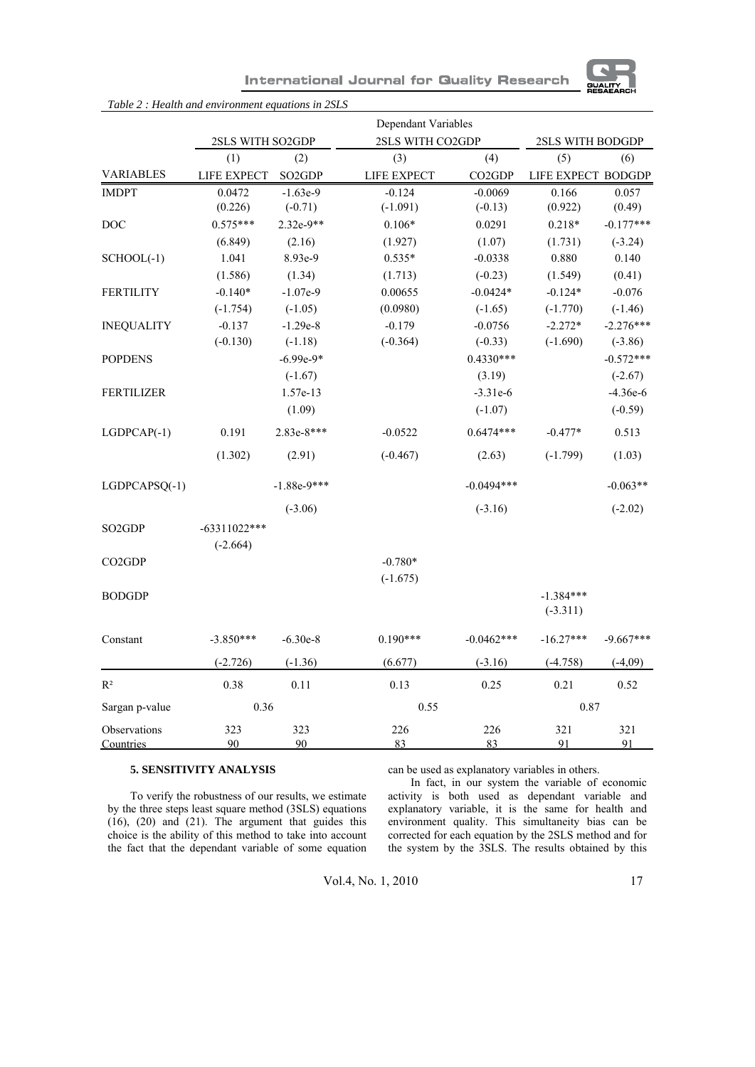*Table 2 : Health and environment equations in 2SLS*

| | Dependant Variables | | | | | |
|---|---|---|---|---|---|---|
| | 2SLS WITH SO2GDP | | 2SLS WITH CO2GDP | | 2SLS WITH BODGDP | |
| | (1) | (2) | (3) | (4) | (5) | (6) |
| VARIABLES | LIFE EXPECT | SO2GDP | LIFE EXPECT | CO2GDP | LIFE EXPECT | BODGDP |
| IMDPT | 0.0472 | -1.63e-9 | -0.124 | -0.0069 | 0.166 | 0.057 |
| | (0.226) | (-0.71) | (-1.091) | (-0.13) | (0.922) | (0.49) |
| DOC | 0.575*** | 2.32e-9** | 0.106* | 0.0291 | 0.218* | -0.177*** |
| | (6.849) | (2.16) | (1.927) | (1.07) | (1.731) | (-3.24) |
| SCHOOL(-1) | 1.041 | 8.93e-9 | 0.535* | -0.0338 | 0.880 | 0.140 |
| | (1.586) | (1.34) | (1.713) | (-0.23) | (1.549) | (0.41) |
| FERTILITY | -0.140* | -1.07e-9 | 0.00655 | -0.0424* | -0.124* | -0.076 |
| | (-1.754) | (-1.05) | (0.0980) | (-1.65) | (-1.770) | (-1.46) |
| INEQUALITY | -0.137 | -1.29e-8 | -0.179 | -0.0756 | -2.272* | -2.276*** |
| | (-0.130) | (-1.18) | (-0.364) | (-0.33) | (-1.690) | (-3.86) |
| POPDENS | | -6.99e-9* | | 0.4330*** | | -0.572*** |
| | | (-1.67) | | (3.19) | | (-2.67) |
| FERTILIZER | | 1.57e-13 | | -3.31e-6 | | -4.36e-6 |
| | | (1.09) | | (-1.07) | | (-0.59) |
| LGDPCAP(-1) | 0.191 | 2.83e-8*** | -0.0522 | 0.6474*** | -0.477* | 0.513 |
| | (1.302) | (2.91) | (-0.467) | (2.63) | (-1.799) | (1.03) |
| LGDPCAPSQ(-1) | | -1.88e-9*** | | -0.0494*** | | -0.063** |
| | | (-3.06) | | (-3.16) | | (-2.02) |
| SO2GDP | -63311022*** | | | | | |
| | (-2.664) | | | | | |
| CO2GDP | | | -0.780* | | | |
| | | | (-1.675) | | | |
| BODGDP | | | | | -1.384*** | |
| | | | | | (-3.311) | |
| Constant | -3.850*** | -6.30e-8 | 0.190*** | -0.0462*** | -16.27*** | -9.667*** |
| | (-2.726) | (-1.36) | (6.677) | (-3.16) | (-4.758) | (-4,09) |
| $R^2$ | 0.38 | 0.11 | 0.13 | 0.25 | 0.21 | 0.52 |
| Sargan p-value | 0.36 | | 0.55 | | 0.87 | |
| Observations | 323 | 323 | 226 | 226 | 321 | 321 |
| Countries | 90 | 90 | 83 | 83 | 91 | 91 |

### 5. SENSITIVITY ANALYSIS

To verify the robustness of our results, we estimate by the three steps least square method (3SLS) equations (16), (20) and (21). The argument that guides this choice is the ability of this method to take into account the fact that the dependant variable of some equation can be used as explanatory variables in others.

In fact, in our system the variable of economic activity is both used as dependant variable and explanatory variable, it is the same for health and environment quality. This simultaneity bias can be corrected for each equation by the 2SLS method and for the system by the 3SLS. The results obtained by this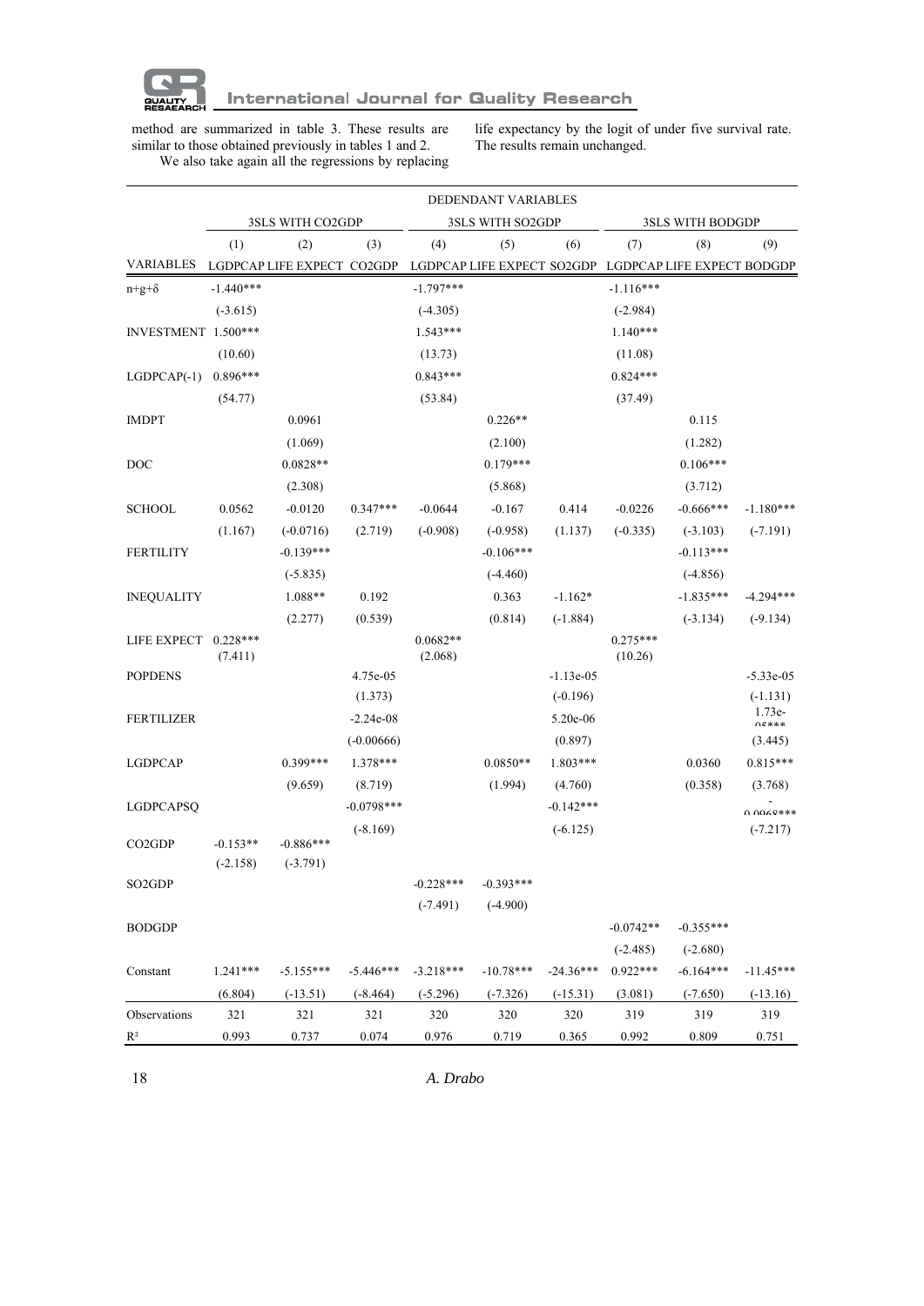method are summarized in table 3. These results are similar to those obtained previously in tables 1 and 2.

We also take again all the regressions by replacing life expectancy by the logit of under five survival rate. The results remain unchanged.

| | DEDENDANT VARIABLES | | | | | | | | |
|---|---|---|---|---|---|---|---|---|---|
| | 3SLS WITH CO2GDP | | | 3SLS WITH SO2GDP | | | 3SLS WITH BODGDP | | |
| | (1) | (2) | (3) | (4) | (5) | (6) | (7) | (8) | (9) |
| VARIABLES | LGDPCAP | LIFE EXPECT | CO2GDP | LGDPCAP | LIFE EXPECT | SO2GDP | LGDPCAP | LIFE EXPECT | BODGDP |
| n+g+δ | -1.440*** | | | -1.797*** | | | -1.116*** | | |
| | (-3.615) | | | (-4.305) | | | (-2.984) | | |
| INVESTMENT | 1.500*** | | | 1.543*** | | | 1.140*** | | |
| | (10.60) | | | (13.73) | | | (11.08) | | |
| LGDPCAP(-1) | 0.896*** | | | 0.843*** | | | 0.824*** | | |
| | (54.77) | | | (53.84) | | | (37.49) | | |
| IMDPT | | 0.0961 | | | 0.226** | | | 0.115 | |
| | | (1.069) | | | (2.100) | | | (1.282) | |
| DOC | | 0.0828** | | | 0.179*** | | | 0.106*** | |
| | | (2.308) | | | (5.868) | | | (3.712) | |
| SCHOOL | 0.0562 | -0.0120 | 0.347*** | -0.0644 | -0.167 | 0.414 | -0.0226 | -0.666*** | -1.180*** |
| | (1.167) | (-0.0716) | (2.719) | (-0.908) | (-0.958) | (1.137) | (-0.335) | (-3.103) | (-7.191) |
| FERTILITY | | -0.139*** | | | -0.106*** | | | -0.113*** | |
| | | (-5.835) | | | (-4.460) | | | (-4.856) | |
| INEQUALITY | | 1.088** | 0.192 | | 0.363 | -1.162* | | -1.835*** | -4.294*** |
| | | (2.277) | (0.539) | | (0.814) | (-1.884) | | (-3.134) | (-9.134) |
| LIFE EXPECT | 0.228*** | | | 0.0682** | | | 0.275*** | | |
| | (7.411) | | | (2.068) | | | (10.26) | | |
| POPDENS | | | 4.75e-05 | | | -1.13e-05 | | | -5.33e-05 |
| | | | (1.373) | | | (-0.196) | | | (-1.131) |
| FERTILIZER | | | -2.24e-08 | | | 5.20e-06 | | | 1.73e-05*** |
| | | | (-0.00666) | | | (0.897) | | | (3.445) |
| LGDPCAP | | 0.399*** | 1.378*** | | 0.0850** | 1.803*** | | 0.0360 | 0.815*** |
| | | (9.659) | (8.719) | | (1.994) | (4.760) | | (0.358) | (3.768) |
| LGDPCAPSQ | | | -0.0798*** | | | -0.142*** | | | -0.0068*** |
| | | | (-8.169) | | | (-6.125) | | | (-7.217) |
| CO2GDP | -0.153** | -0.886*** | | | | | | | |
| | (-2.158) | (-3.791) | | | | | | | |
| SO2GDP | | | | -0.228*** | -0.393*** | | | | |
| | | | | (-7.491) | (-4.900) | | | | |
| BODGDP | | | | | | | -0.0742** | -0.355*** | |
| | | | | | | | (-2.485) | (-2.680) | |
| Constant | 1.241*** | -5.155*** | -5.446*** | -3.218*** | -10.78*** | -24.36*** | 0.922*** | -6.164*** | -11.45*** |
| | (6.804) | (-13.51) | (-8.464) | (-5.296) | (-7.326) | (-15.31) | (3.081) | (-7.650) | (-13.16) |
| Observations | 321 | 321 | 321 | 320 | 320 | 320 | 319 | 319 | 319 |
| $R^2$ | 0.993 | 0.737 | 0.074 | 0.976 | 0.719 | 0.365 | 0.992 | 0.809 | 0.751 |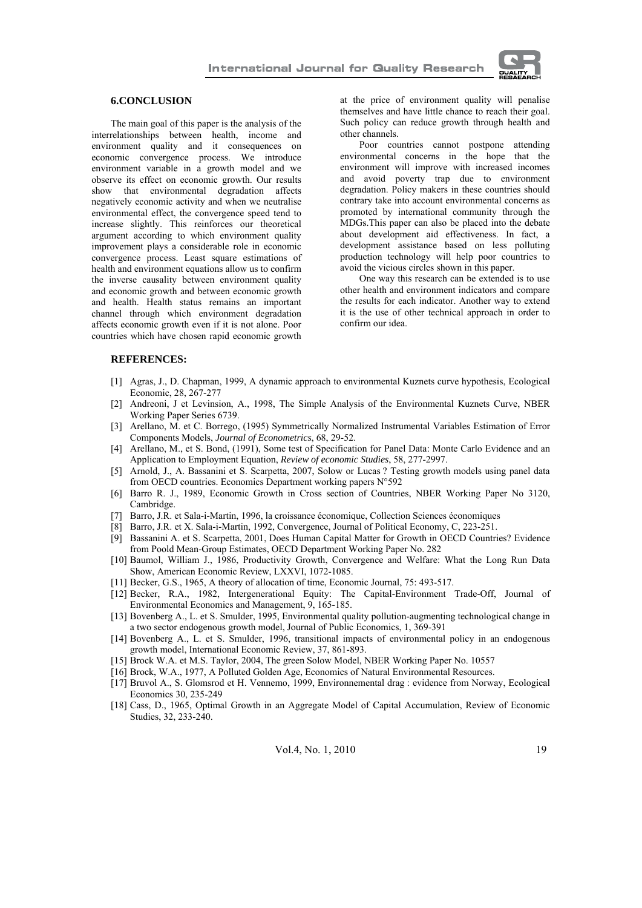## 6.CONCLUSION

The main goal of this paper is the analysis of the interrelationships between health, income and environment quality and it consequences on economic convergence process. We introduce environment variable in a growth model and we observe its effect on economic growth. Our results show that environmental degradation affects negatively economic activity and when we neutralise environmental effect, the convergence speed tend to increase slightly. This reinforces our theoretical argument according to which environment quality improvement plays a considerable role in economic convergence process. Least square estimations of health and environment equations allow us to confirm the inverse causality between environment quality and economic growth and between economic growth and health. Health status remains an important channel through which environment degradation affects economic growth even if it is not alone. Poor countries which have chosen rapid economic growth at the price of environment quality will penalise themselves and have little chance to reach their goal. Such policy can reduce growth through health and other channels.

Poor countries cannot postpone attending environmental concerns in the hope that the environment will improve with increased incomes and avoid poverty trap due to environment degradation. Policy makers in these countries should contrary take into account environmental concerns as promoted by international community through the MDGs.This paper can also be placed into the debate about development aid effectiveness. In fact, a development assistance based on less polluting production technology will help poor countries to avoid the vicious circles shown in this paper.

One way this research can be extended is to use other health and environment indicators and compare the results for each indicator. Another way to extend it is the use of other technical approach in order to confirm our idea.

## REFERENCES:

[1] Agras, J., D. Chapman, 1999, A dynamic approach to environmental Kuznets curve hypothesis, Ecological Economic, 28, 267-277

[2] Andreoni, J et Levinsion, A., 1998, The Simple Analysis of the Environmental Kuznets Curve, NBER Working Paper Series 6739.

[3] Arellano, M. et C. Borrego, (1995) Symmetrically Normalized Instrumental Variables Estimation of Error Components Models, *Journal of Econometrics*, 68, 29-52.

[4] Arellano, M., et S. Bond, (1991), Some test of Specification for Panel Data: Monte Carlo Evidence and an Application to Employment Equation, *Review of economic Studies*, 58, 277-2997.

[5] Arnold, J., A. Bassanini et S. Scarpetta, 2007, Solow or Lucas ? Testing growth models using panel data from OECD countries. Economics Department working papers N°592

[6] Barro R. J., 1989, Economic Growth in Cross section of Countries, NBER Working Paper No 3120, Cambridge.

[7] Barro, J.R. et Sala-i-Martin, 1996, la croissance économique, Collection Sciences économiques

[8] Barro, J.R. et X. Sala-i-Martin, 1992, Convergence, Journal of Political Economy, C, 223-251.

[9] Bassanini A. et S. Scarpetta, 2001, Does Human Capital Matter for Growth in OECD Countries? Evidence from Poold Mean-Group Estimates, OECD Department Working Paper No. 282

[10] Baumol, William J., 1986, Productivity Growth, Convergence and Welfare: What the Long Run Data Show, American Economic Review, LXXVI, 1072-1085.

[11] Becker, G.S., 1965, A theory of allocation of time, Economic Journal, 75: 493-517.

[12] Becker, R.A., 1982, Intergenerational Equity: The Capital-Environment Trade-Off, Journal of Environmental Economics and Management, 9, 165-185.

[13] Bovenberg A., L. et S. Smulder, 1995, Environmental quality pollution-augmenting technological change in a two sector endogenous growth model, Journal of Public Economics, 1, 369-391

[14] Bovenberg A., L. et S. Smulder, 1996, transitional impacts of environmental policy in an endogenous growth model, International Economic Review, 37, 861-893.

[15] Brock W.A. et M.S. Taylor, 2004, The green Solow Model, NBER Working Paper No. 10557

[16] Brock, W.A., 1977, A Polluted Golden Age, Economics of Natural Environmental Resources.

[17] Bruvol A., S. Glomsrod et H. Vennemo, 1999, Environnemental drag : evidence from Norway, Ecological Economics 30, 235-249

[18] Cass, D., 1965, Optimal Growth in an Aggregate Model of Capital Accumulation, Review of Economic Studies, 32, 233-240.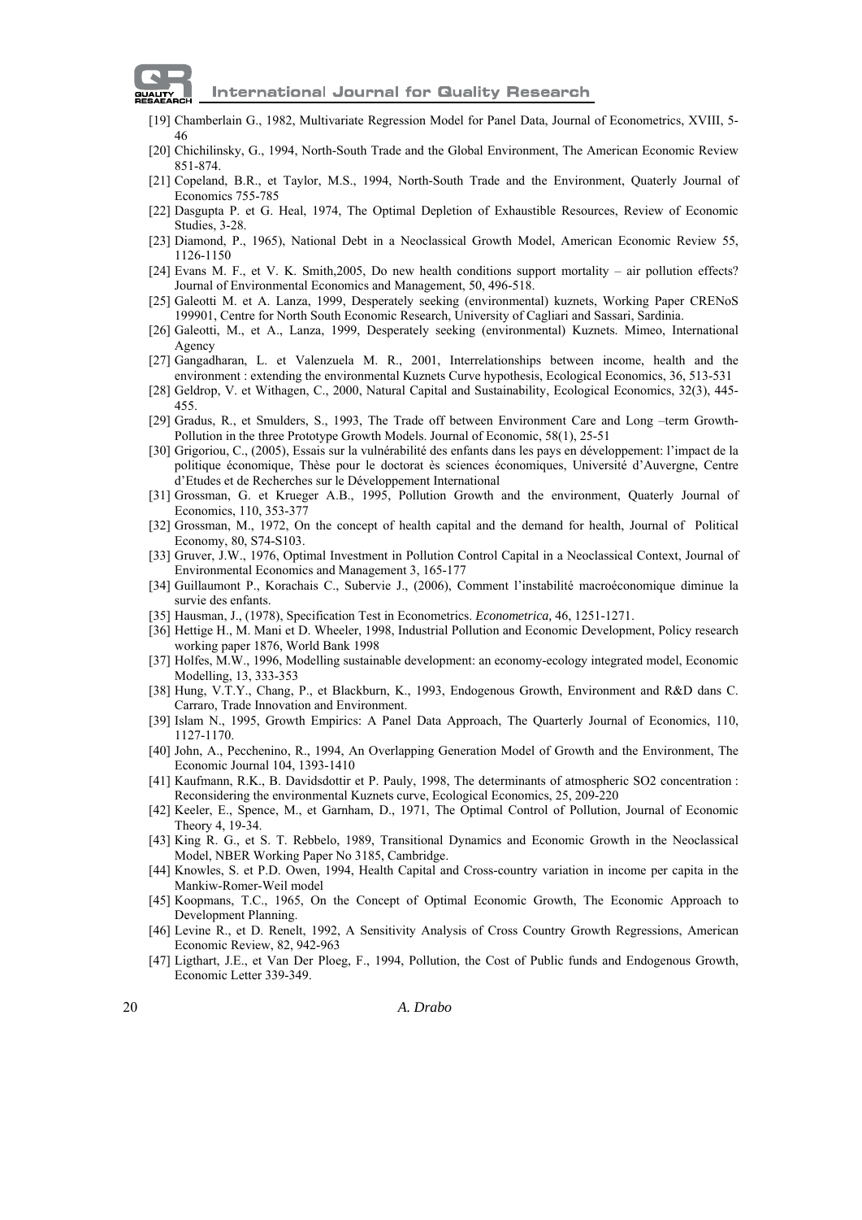[19] Chamberlain G., 1982, Multivariate Regression Model for Panel Data, Journal of Econometrics, XVIII, 5-46

[20] Chichilinsky, G., 1994, North-South Trade and the Global Environment, The American Economic Review 851-874.

[21] Copeland, B.R., et Taylor, M.S., 1994, North-South Trade and the Environment, Quaterly Journal of Economics 755-785

[22] Dasgupta P. et G. Heal, 1974, The Optimal Depletion of Exhaustible Resources, Review of Economic Studies, 3-28.

[23] Diamond, P., 1965), National Debt in a Neoclassical Growth Model, American Economic Review 55, 1126-1150

[24] Evans M. F., et V. K. Smith,2005, Do new health conditions support mortality – air pollution effects? Journal of Environmental Economics and Management, 50, 496-518.

[25] Galeotti M. et A. Lanza, 1999, Desperately seeking (environmental) kuznets, Working Paper CRENoS 199901, Centre for North South Economic Research, University of Cagliari and Sassari, Sardinia.

[26] Galeotti, M., et A., Lanza, 1999, Desperately seeking (environmental) Kuznets. Mimeo, International Agency

[27] Gangadharan, L. et Valenzuela M. R., 2001, Interrelationships between income, health and the environment : extending the environmental Kuznets Curve hypothesis, Ecological Economics, 36, 513-531

[28] Geldrop, V. et Withagen, C., 2000, Natural Capital and Sustainability, Ecological Economics, 32(3), 445-455.

[29] Gradus, R., et Smulders, S., 1993, The Trade off between Environment Care and Long –term Growth-Pollution in the three Prototype Growth Models. Journal of Economic, 58(1), 25-51

[30] Grigoriou, C., (2005), Essais sur la vulnérabilité des enfants dans les pays en développement: l'impact de la politique économique, Thèse pour le doctorat ès sciences économiques, Université d'Auvergne, Centre d'Etudes et de Recherches sur le Développement International

[31] Grossman, G. et Krueger A.B., 1995, Pollution Growth and the environment, Quaterly Journal of Economics, 110, 353-377

[32] Grossman, M., 1972, On the concept of health capital and the demand for health, Journal of Political Economy, 80, S74-S103.

[33] Gruver, J.W., 1976, Optimal Investment in Pollution Control Capital in a Neoclassical Context, Journal of Environmental Economics and Management 3, 165-177

[34] Guillaumont P., Korachais C., Subervie J., (2006), Comment l'instabilité macroéconomique diminue la survie des enfants.

[35] Hausman, J., (1978), Specification Test in Econometrics. *Econometrica,* 46, 1251-1271.

[36] Hettige H., M. Mani et D. Wheeler, 1998, Industrial Pollution and Economic Development, Policy research working paper 1876, World Bank 1998

[37] Holfes, M.W., 1996, Modelling sustainable development: an economy-ecology integrated model, Economic Modelling, 13, 333-353

[38] Hung, V.T.Y., Chang, P., et Blackburn, K., 1993, Endogenous Growth, Environment and R&D dans C. Carraro, Trade Innovation and Environment.

[39] Islam N., 1995, Growth Empirics: A Panel Data Approach, The Quarterly Journal of Economics, 110, 1127-1170.

[40] John, A., Pecchenino, R., 1994, An Overlapping Generation Model of Growth and the Environment, The Economic Journal 104, 1393-1410

[41] Kaufmann, R.K., B. Davidsdottir et P. Pauly, 1998, The determinants of atmospheric SO2 concentration : Reconsidering the environmental Kuznets curve, Ecological Economics, 25, 209-220

[42] Keeler, E., Spence, M., et Garnham, D., 1971, The Optimal Control of Pollution, Journal of Economic Theory 4, 19-34.

[43] King R. G., et S. T. Rebbelo, 1989, Transitional Dynamics and Economic Growth in the Neoclassical Model, NBER Working Paper No 3185, Cambridge.

[44] Knowles, S. et P.D. Owen, 1994, Health Capital and Cross-country variation in income per capita in the Mankiw-Romer-Weil model

[45] Koopmans, T.C., 1965, On the Concept of Optimal Economic Growth, The Economic Approach to Development Planning.

[46] Levine R., et D. Renelt, 1992, A Sensitivity Analysis of Cross Country Growth Regressions, American Economic Review, 82, 942-963

[47] Ligthart, J.E., et Van Der Ploeg, F., 1994, Pollution, the Cost of Public funds and Endogenous Growth, Economic Letter 339-349.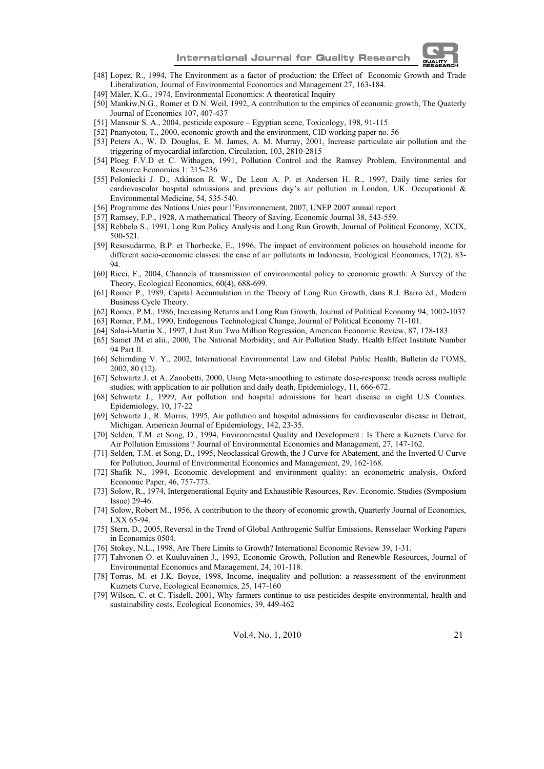[48] Lopez, R., 1994, The Environment as a factor of production: the Effect of Economic Growth and Trade Liberalization, Journal of Environmental Economics and Management 27, 163-184.

[49] Mäler, K.G., 1974, Environmental Economics: A theoretical Inquiry

[50] Mankiw,N.G., Romer et D.N. Weil, 1992, A contribution to the empirics of economic growth, The Quaterly Journal of Economics 107, 407-437

[51] Mansour S. A., 2004, pesticide exposure – Egyptian scene, Toxicology, 198, 91-115.

[52] Pnanyotou, T., 2000, economic growth and the environment, CID working paper no. 56

[53] Peters A., W. D. Douglas, E. M. James, A. M. Murray, 2001, Increase particulate air pollution and the triggering of myocardial infarction, Circulation, 103, 2810-2815

[54] Ploeg F.V.D et C. Withagen, 1991, Pollution Control and the Ramsey Problem, Environmental and Resource Economics 1: 215-236

[55] Poloniecki J. D., Atkinson R. W., De Leon A. P. et Anderson H. R., 1997, Daily time series for cardiovascular hospital admissions and previous day's air pollution in London, UK. Occupational & Environmental Medicine, 54, 535-540.

[56] Programme des Nations Unies pour l'Environnement, 2007, UNEP 2007 annual report

[57] Ramsey, F.P., 1928, A mathematical Theory of Saving, Economic Journal 38, 543-559.

[58] Rebbelo S., 1991, Long Run Policy Analysis and Long Run Growth, Journal of Political Economy, XCIX, 500-521.

[59] Resosudarmo, B.P. et Thorbecke, E., 1996, The impact of environment policies on household income for different socio-economic classes: the case of air pollutants in Indonesia, Ecological Economics, 17(2), 83-94.

[60] Ricci, F., 2004, Channels of transmission of environmental policy to economic growth: A Survey of the Theory, Ecological Economics, 60(4), 688-699.

[61] Romer P., 1989, Capital Accumulation in the Theory of Long Run Growth, dans R.J. Barro éd., Modern Business Cycle Theory.

[62] Romer, P.M., 1986, Increasing Returns and Long Run Growth, Journal of Political Economy 94, 1002-1037

[63] Romer, P.M., 1990, Endogenous Technological Change, Journal of Political Economy 71-101.

[64] Sala-i-Martin X., 1997, I Just Run Two Million Regression, American Economic Review, 87, 178-183.

[65] Samet JM et alii., 2000, The National Morbidity, and Air Pollution Study. Health Effect Institute Number 94 Part II.

[66] Schirnding V. Y., 2002, International Environmental Law and Global Public Health, Bulletin de l'OMS, 2002, 80 (12).

[67] Schwartz J. et A. Zanobetti, 2000, Using Meta-smoothing to estimate dose-response trends across multiple studies, with application to air pollution and daily death, Epidemiology, 11, 666-672.

[68] Schwartz J., 1999, Air pollution and hospital admissions for heart disease in eight U.S Counties. Epidemiology, 10, 17-22

[69] Schwartz J., R. Morris, 1995, Air pollution and hospital admissions for cardiovascular disease in Detroit, Michigan. American Journal of Epidemiology, 142, 23-35.

[70] Selden, T.M. et Song, D., 1994, Environmental Quality and Development : Is There a Kuznets Curve for Air Pollution Emissions ? Journal of Environmental Economics and Management, 27, 147-162.

[71] Selden, T.M. et Song, D., 1995, Neoclassical Growth, the J Curve for Abatement, and the Inverted U Curve for Pollution, Journal of Environmental Economics and Management, 29, 162-168.

[72] Shafik N., 1994, Economic development and environment quality: an econometric analysis, Oxford Economic Paper, 46, 757-773.

[73] Solow, R., 1974, Intergenerational Equity and Exhaustible Resources, Rev. Economic. Studies (Symposium Issue) 29-46.

[74] Solow, Robert M., 1956, A contribution to the theory of economic growth, Quarterly Journal of Economics, LXX 65-94.

[75] Stern, D., 2005, Reversal in the Trend of Global Anthrogenic Sulfur Emissions, Rensselaer Working Papers in Economics 0504.

[76] Stokey, N.L., 1998, Are There Limits to Growth? International Economic Review 39, 1-31.

[77] Tahvonen O. et Kuuluvainen J., 1993, Economic Growth, Pollution and Renewble Resources, Journal of Environmental Economics and Management, 24, 101-118.

[78] Torras, M. et J.K. Boyce, 1998, Income, inequality and pollution: a reassessment of the environment Kuznets Curve, Ecological Economics, 25, 147-160

[79] Wilson, C. et C. Tisdell, 2001, Why farmers continue to use pesticides despite environmental, health and sustainability costs, Ecological Economics, 39, 449-462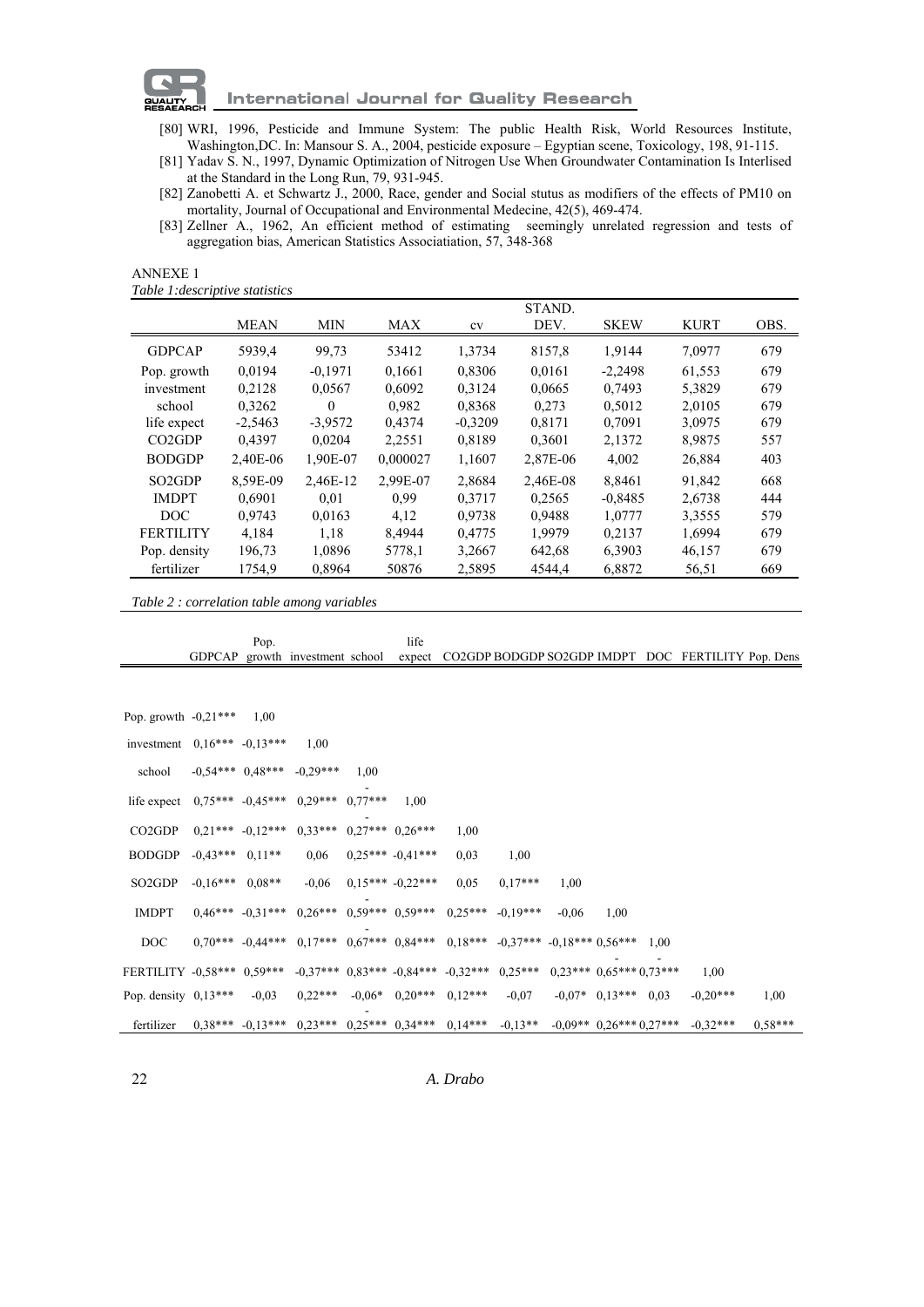[80] WRI, 1996, Pesticide and Immune System: The public Health Risk, World Resources Institute, Washington,DC. In: Mansour S. A., 2004, pesticide exposure – Egyptian scene, Toxicology, 198, 91-115.

[81] Yadav S. N., 1997, Dynamic Optimization of Nitrogen Use When Groundwater Contamination Is Interlised at the Standard in the Long Run, 79, 931-945.

[82] Zanobetti A. et Schwartz J., 2000, Race, gender and Social stutus as modifiers of the effects of PM10 on mortality, Journal of Occupational and Environmental Medecine, 42(5), 469-474.

[83] Zellner A., 1962, An efficient method of estimating seemingly unrelated regression and tests of aggregation bias, American Statistics Associatiation, 57, 348-368

ANNEXE 1

*Table 1:descriptive statistics*

| | MEAN | MIN | MAX | cv | STAND. DEV. | SKEW | KURT | OBS. |
|---|---|---|---|---|---|---|---|---|
| GDPCAP | 5939,4 | 99,73 | 53412 | 1,3734 | 8157,8 | 1,9144 | 7,0977 | 679 |
| Pop. growth | 0,0194 | -0,1971 | 0,1661 | 0,8306 | 0,0161 | -2,2498 | 61,553 | 679 |
| investment | 0,2128 | 0,0567 | 0,6092 | 0,3124 | 0,0665 | 0,7493 | 5,3829 | 679 |
| school | 0,3262 | 0 | 0,982 | 0,8368 | 0,273 | 0,5012 | 2,0105 | 679 |
| life expect | -2,5463 | -3,9572 | 0,4374 | -0,3209 | 0,8171 | 0,7091 | 3,0975 | 679 |
| CO2GDP | 0,4397 | 0,0204 | 2,2551 | 0,8189 | 0,3601 | 2,1372 | 8,9875 | 557 |
| BODGDP | 2,40E-06 | 1,90E-07 | 0,000027 | 1,1607 | 2,87E-06 | 4,002 | 26,884 | 403 |
| SO2GDP | 8,59E-09 | 2,46E-12 | 2,99E-07 | 2,8684 | 2,46E-08 | 8,8461 | 91,842 | 668 |
| IMDPT | 0,6901 | 0,01 | 0,99 | 0,3717 | 0,2565 | -0,8485 | 2,6738 | 444 |
| DOC | 0,9743 | 0,0163 | 4,12 | 0,9738 | 0,9488 | 1,0777 | 3,3555 | 579 |
| FERTILITY | 4,184 | 1,18 | 8,4944 | 0,4775 | 1,9979 | 0,2137 | 1,6994 | 679 |
| Pop. density | 196,73 | 1,0896 | 5778,1 | 3,2667 | 642,68 | 6,3903 | 46,157 | 679 |
| fertilizer | 1754,9 | 0,8964 | 50876 | 2,5895 | 4544,4 | 6,8872 | 56,51 | 669 |

*Table 2 : correlation table among variables*

| | GDPCAP | Pop. growth | investment | school | life expect | CO2GDP | BODGDP | SO2GDP | IMDPT | DOC | FERTILITY | Pop. Dens |
|---|---|---|---|---|---|---|---|---|---|---|---|---|
| Pop. growth | -0,21*** | 1,00 | | | | | | | | | | |
| investment | 0,16*** | -0,13*** | 1,00 | | | | | | | | | |
| school | -0,54*** | 0,48*** | -0,29*** | 1,00 | | | | | | | | |
| life expect | 0,75*** | -0,45*** | 0,29*** | -0,77*** | 1,00 | | | | | | | |
| CO2GDP | 0,21*** | -0,12*** | 0,33*** | -0,27*** | 0,26*** | 1,00 | | | | | | |
| BODGDP | -0,43*** | 0,11** | 0,06 | 0,25*** | -0,41*** | 0,03 | 1,00 | | | | | |
| SO2GDP | -0,16*** | 0,08** | -0,06 | 0,15*** | -0,22*** | 0,05 | 0,17*** | 1,00 | | | | |
| IMDPT | 0,46*** | -0,31*** | 0,26*** | -0,59*** | 0,59*** | 0,25*** | -0,19*** | -0,06 | 1,00 | | | |
| DOC | 0,70*** | -0,44*** | 0,17*** | -0,67*** | 0,84*** | 0,18*** | -0,37*** | -0,18*** | 0,56*** | 1,00 | | |
| FERTILITY | -0,58*** | 0,59*** | -0,37*** | 0,83*** | -0,84*** | -0,32*** | 0,25*** | 0,23*** | -0,65*** | -0,73*** | 1,00 | |
| Pop. density | 0,13*** | -0,03 | 0,22*** | -0,06* | 0,20*** | 0,12*** | -0,07 | -0,07* | 0,13*** | 0,03 | -0,20*** | 1,00 |
| fertilizer | 0,38*** | -0,13*** | 0,23*** | -0,25*** | 0,34*** | 0,14*** | -0,13** | -0,09** | 0,26*** | 0,27*** | -0,32*** | 0,58*** |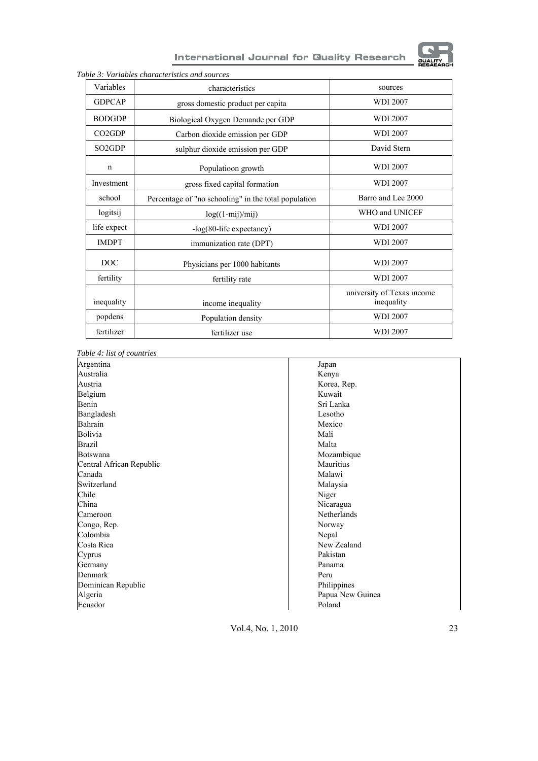*Table 3: Variables characteristics and sources*

| Variables | characteristics | sources |
|---|---|---|
| GDPCAP | gross domestic product per capita | WDI 2007 |
| BODGDP | Biological Oxygen Demande per GDP | WDI 2007 |
| CO2GDP | Carbon dioxide emission per GDP | WDI 2007 |
| SO2GDP | sulphur dioxide emission per GDP | David Stern |
| n | Populatioon growth | WDI 2007 |
| Investment | gross fixed capital formation | WDI 2007 |
| school | Percentage of "no schooling" in the total population | Barro and Lee 2000 |
| logitsij | log((1-mij)/mij) | WHO and UNICEF |
| life expect | -log(80-life expectancy) | WDI 2007 |
| IMDPT | immunization rate (DPT) | WDI 2007 |
| DOC | Physicians per 1000 habitants | WDI 2007 |
| fertility | fertility rate | WDI 2007 |
| inequality | income inequality | university of Texas income inequality |
| popdens | Population density | WDI 2007 |
| fertilizer | fertilizer use | WDI 2007 |

*Table 4: list of countries*

| | |
|---|---|
| Argentina | Japan |
| Australia | Kenya |
| Austria | Korea, Rep. |
| Belgium | Kuwait |
| Benin | Sri Lanka |
| Bangladesh | Lesotho |
| Bahrain | Mexico |
| Bolivia | Mali |
| Brazil | Malta |
| Botswana | Mozambique |
| Central African Republic | Mauritius |
| Canada | Malawi |
| Switzerland | Malaysia |
| Chile | Niger |
| China | Nicaragua |
| Cameroon | Netherlands |
| Congo, Rep. | Norway |
| Colombia | Nepal |
| Costa Rica | New Zealand |
| Cyprus | Pakistan |
| Germany | Panama |
| Denmark | Peru |
| Dominican Republic | Philippines |
| Algeria | Papua New Guinea |
| Ecuador | Poland |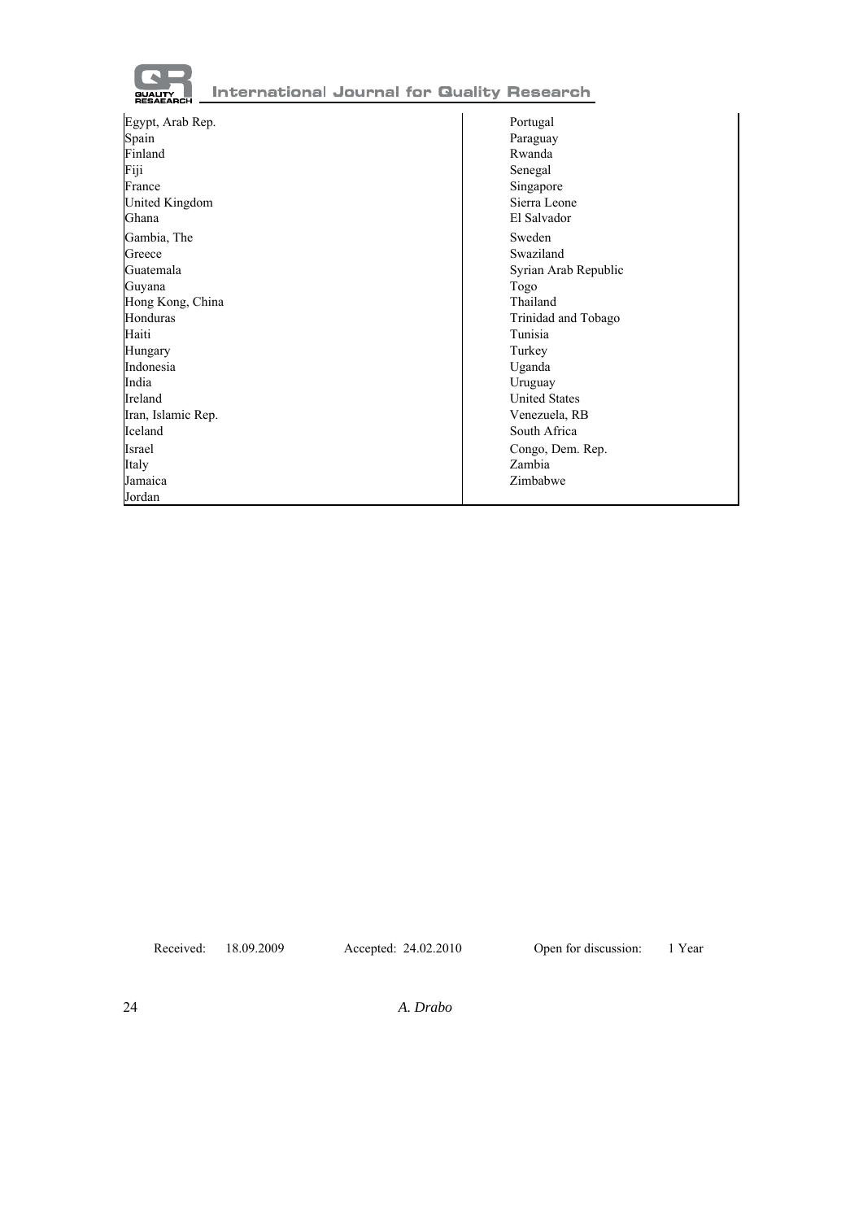| | |
|---|---|
| Egypt, Arab Rep. | Portugal |
| Spain | Paraguay |
| Finland | Rwanda |
| Fiji | Senegal |
| France | Singapore |
| United Kingdom | Sierra Leone |
| Ghana | El Salvador |
| Gambia, The | Sweden |
| Greece | Swaziland |
| Guatemala | Syrian Arab Republic |
| Guyana | Togo |
| Hong Kong, China | Thailand |
| Honduras | Trinidad and Tobago |
| Haiti | Tunisia |
| Hungary | Turkey |
| Indonesia | Uganda |
| India | Uruguay |
| Ireland | United States |
| Iran, Islamic Rep. | Venezuela, RB |
| Iceland | South Africa |
| Israel | Congo, Dem. Rep. |
| Italy | Zambia |
| Jamaica | Zimbabwe |
| Jordan | |

Received: 18.09.2009 Accepted: 24.02.2010 Open for discussion: 1 Year